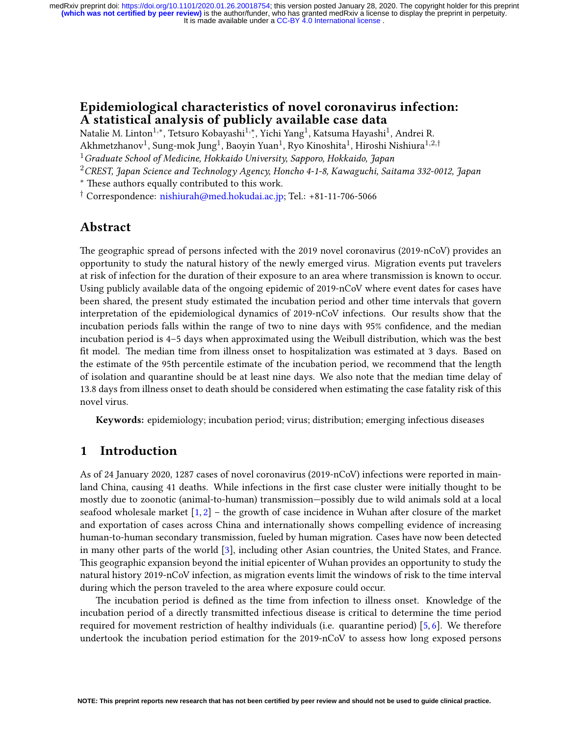# Epidemiological characteristics of novel coronavirus infection: A statistical analysis of publicly available case data

Natalie M. Linton[1,*], Tetsuro Kobayashi[1,*], Yichi Yang[1], Katsuma Hayashi[1], Andrei R. Akhmetzhanov[1], Sung-mok Jung[1], Baoyin Yuan[1], Ryo Kinoshita[1], Hiroshi Nishiura[1,2,†]

[1] *Graduate School of Medicine, Hokkaido University, Sapporo, Hokkaido, Japan*

[2] *CREST, Japan Science and Technology Agency, Honcho 4-1-8, Kawaguchi, Saitama 332-0012, Japan*

[*] These authors equally contributed to this work.

[†] Correspondence: nishiurah@med.hokudai.ac.jp; Tel.: +81-11-706-5066

## Abstract

The geographic spread of persons infected with the 2019 novel coronavirus (2019-nCoV) provides an opportunity to study the natural history of the newly emerged virus. Migration events put travelers at risk of infection for the duration of their exposure to an area where transmission is known to occur. Using publicly available data of the ongoing epidemic of 2019-nCoV where event dates for cases have been shared, the present study estimated the incubation period and other time intervals that govern interpretation of the epidemiological dynamics of 2019-nCoV infections. Our results show that the incubation periods falls within the range of two to nine days with 95% confidence, and the median incubation period is 4–5 days when approximated using the Weibull distribution, which was the best fit model. The median time from illness onset to hospitalization was estimated at 3 days. Based on the estimate of the 95th percentile estimate of the incubation period, we recommend that the length of isolation and quarantine should be at least nine days. We also note that the median time delay of 13.8 days from illness onset to death should be considered when estimating the case fatality risk of this novel virus.

**Keywords:** epidemiology; incubation period; virus; distribution; emerging infectious diseases

## 1 Introduction

As of 24 January 2020, 1287 cases of novel coronavirus (2019-nCoV) infections were reported in mainland China, causing 41 deaths. While infections in the first case cluster were initially thought to be mostly due to zoonotic (animal-to-human) transmission—possibly due to wild animals sold at a local seafood wholesale market [1, 2] – the growth of case incidence in Wuhan after closure of the market and exportation of cases across China and internationally shows compelling evidence of increasing human-to-human secondary transmission, fueled by human migration. Cases have now been detected in many other parts of the world [3], including other Asian countries, the United States, and France. This geographic expansion beyond the initial epicenter of Wuhan provides an opportunity to study the natural history 2019-nCoV infection, as migration events limit the windows of risk to the time interval during which the person traveled to the area where exposure could occur.

The incubation period is defined as the time from infection to illness onset. Knowledge of the incubation period of a directly transmitted infectious disease is critical to determine the time period required for movement restriction of healthy individuals (i.e. quarantine period) [5, 6]. We therefore undertook the incubation period estimation for the 2019-nCoV to assess how long exposed persons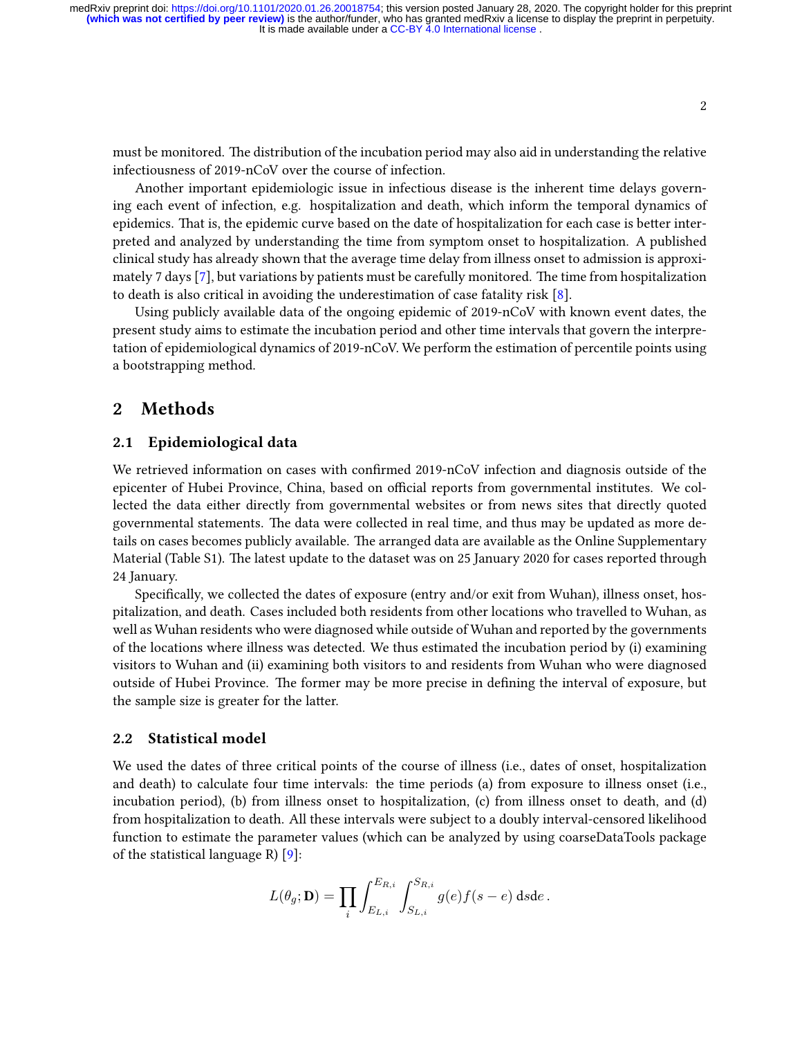must be monitored. The distribution of the incubation period may also aid in understanding the relative infectiousness of 2019-nCoV over the course of infection.

Another important epidemiologic issue in infectious disease is the inherent time delays governing each event of infection, e.g. hospitalization and death, which inform the temporal dynamics of epidemics. That is, the epidemic curve based on the date of hospitalization for each case is better interpreted and analyzed by understanding the time from symptom onset to hospitalization. A published clinical study has already shown that the average time delay from illness onset to admission is approximately 7 days [7], but variations by patients must be carefully monitored. The time from hospitalization to death is also critical in avoiding the underestimation of case fatality risk [8].

Using publicly available data of the ongoing epidemic of 2019-nCoV with known event dates, the present study aims to estimate the incubation period and other time intervals that govern the interpretation of epidemiological dynamics of 2019-nCoV. We perform the estimation of percentile points using a bootstrapping method.

## 2 Methods

### 2.1 Epidemiological data

We retrieved information on cases with confirmed 2019-nCoV infection and diagnosis outside of the epicenter of Hubei Province, China, based on official reports from governmental institutes. We collected the data either directly from governmental websites or from news sites that directly quoted governmental statements. The data were collected in real time, and thus may be updated as more details on cases becomes publicly available. The arranged data are available as the Online Supplementary Material (Table S1). The latest update to the dataset was on 25 January 2020 for cases reported through 24 January.

Specifically, we collected the dates of exposure (entry and/or exit from Wuhan), illness onset, hospitalization, and death. Cases included both residents from other locations who travelled to Wuhan, as well as Wuhan residents who were diagnosed while outside of Wuhan and reported by the governments of the locations where illness was detected. We thus estimated the incubation period by (i) examining visitors to Wuhan and (ii) examining both visitors to and residents from Wuhan who were diagnosed outside of Hubei Province. The former may be more precise in defining the interval of exposure, but the sample size is greater for the latter.

### 2.2 Statistical model

We used the dates of three critical points of the course of illness (i.e., dates of onset, hospitalization and death) to calculate four time intervals: the time periods (a) from exposure to illness onset (i.e., incubation period), (b) from illness onset to hospitalization, (c) from illness onset to death, and (d) from hospitalization to death. All these intervals were subject to a doubly interval-censored likelihood function to estimate the parameter values (which can be analyzed by using coarseDataTools package of the statistical language R) [9]:

$$L(\theta_g; \mathbf{D}) = \prod_i \int_{E_{L,i}}^{E_{R,i}} \int_{S_{L,i}}^{S_{R,i}} g(e) f(s-e) \, \mathrm{d}s \mathrm{d}e \,.$$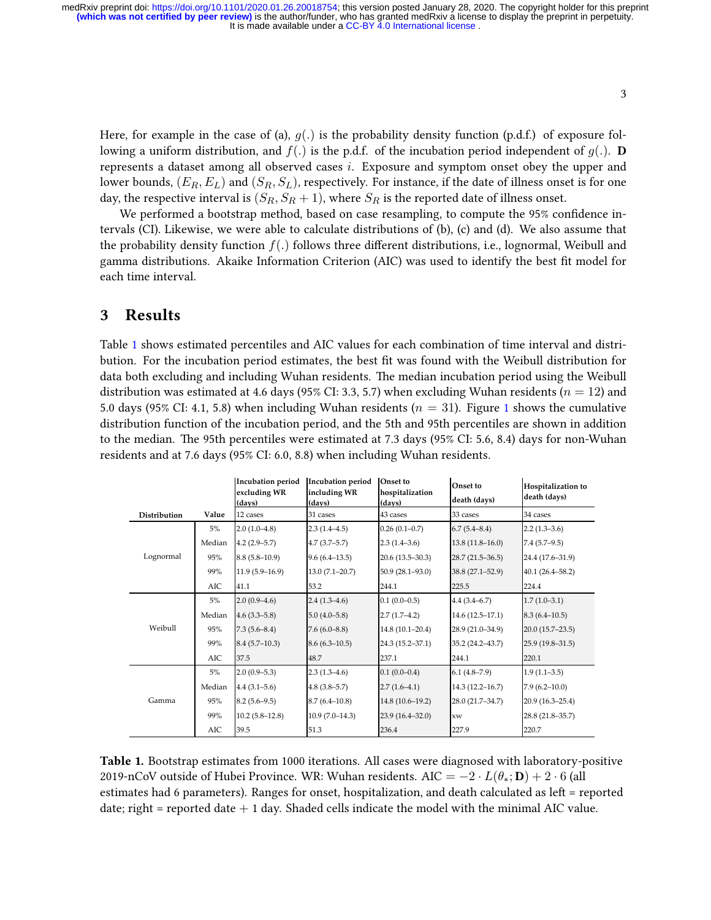Here, for example in the case of (a), $g(.)$ is the probability density function (p.d.f.) of exposure following a uniform distribution, and $f(.)$ is the p.d.f. of the incubation period independent of $g(.)$. $\mathbf{D}$ represents a dataset among all observed cases $i$. Exposure and symptom onset obey the upper and lower bounds, $(E_R, E_L)$ and $(S_R, S_L)$, respectively. For instance, if the date of illness onset is for one day, the respective interval is $(S_R, S_R + 1)$, where $S_R$ is the reported date of illness onset.

We performed a bootstrap method, based on case resampling, to compute the 95% confidence intervals (CI). Likewise, we were able to calculate distributions of (b), (c) and (d). We also assume that the probability density function $f(.)$ follows three different distributions, i.e., lognormal, Weibull and gamma distributions. Akaike Information Criterion (AIC) was used to identify the best fit model for each time interval.

# 3 Results

Table 1 shows estimated percentiles and AIC values for each combination of time interval and distribution. For the incubation period estimates, the best fit was found with the Weibull distribution for data both excluding and including Wuhan residents. The median incubation period using the Weibull distribution was estimated at 4.6 days (95% CI: 3.3, 5.7) when excluding Wuhan residents ($n = 12$) and 5.0 days (95% CI: 4.1, 5.8) when including Wuhan residents ($n = 31$). Figure 1 shows the cumulative distribution function of the incubation period, and the 5th and 95th percentiles are shown in addition to the median. The 95th percentiles were estimated at 7.3 days (95% CI: 5.6, 8.4) days for non-Wuhan residents and at 7.6 days (95% CI: 6.0, 8.8) when including Wuhan residents.

| | | Incubation period excluding WR (days) | Incubation period including WR (days) | Onset to hospitalization (days) | Onset to death (days) | Hospitalization to death (days) |
|---|---|---|---|---|---|---|
| **Distribution** | **Value** | 12 cases | 31 cases | 43 cases | 33 cases | 34 cases |
| Lognormal | 5% | 2.0 (1.0–4.8) | 2.3 (1.4–4.5) | 0.26 (0.1–0.7) | 6.7 (5.4–8.4) | 2.2 (1.3–3.6) |
| | Median | 4.2 (2.9–5.7) | 4.7 (3.7–5.7) | 2.3 (1.4–3.6) | 13.8 (11.8–16.0) | 7.4 (5.7–9.5) |
| | 95% | 8.8 (5.8–10.9) | 9.6 (6.4–13.5) | 20.6 (13.5–30.3) | 28.7 (21.5–36.5) | 24.4 (17.6–31.9) |
| | 99% | 11.9 (5.9–16.9) | 13.0 (7.1–20.7) | 50.9 (28.1–93.0) | 38.8 (27.1–52.9) | 40.1 (26.4–58.2) |
| | AIC | 41.1 | 53.2 | 244.1 | 225.5 | 224.4 |
| Weibull | 5% | 2.0 (0.9–4.6) | 2.4 (1.3–4.6) | 0.1 (0.0–0.5) | 4.4 (3.4–6.7) | 1.7 (1.0–3.1) |
| | Median | 4.6 (3.3–5.8) | 5.0 (4.0–5.8) | 2.7 (1.7–4.2) | 14.6 (12.5–17.1) | 8.3 (6.4–10.5) |
| | 95% | 7.3 (5.6–8.4) | 7.6 (6.0–8.8) | 14.8 (10.1–20.4) | 28.9 (21.0–34.9) | 20.0 (15.7–23.5) |
| | 99% | 8.4 (5.7–10.3) | 8.6 (6.3–10.5) | 24.3 (15.2–37.1) | 35.2 (24.2–43.7) | 25.9 (19.8–31.5) |
| | AIC | 37.5 | 48.7 | 237.1 | 244.1 | 220.1 |
| Gamma | 5% | 2.0 (0.9–5.3) | 2.3 (1.3–4.6) | 0.1 (0.0–0.4) | 6.1 (4.8–7.9) | 1.9 (1.1–3.5) |
| | Median | 4.4 (3.1–5.6) | 4.8 (3.8–5.7) | 2.7 (1.6–4.1) | 14.3 (12.2–16.7) | 7.9 (6.2–10.0) |
| | 95% | 8.2 (5.6–9.5) | 8.7 (6.4–10.8) | 14.8 (10.6–19.2) | 28.0 (21.7–34.7) | 20.9 (16.3–25.4) |
| | 99% | 10.2 (5.8–12.8) | 10.9 (7.0–14.3) | 23.9 (16.4–32.0) | xw | 28.8 (21.8–35.7) |
| | AIC | 39.5 | 51.3 | 236.4 | 227.9 | 220.7 |

**Table 1.** Bootstrap estimates from 1000 iterations. All cases were diagnosed with laboratory-positive 2019-nCoV outside of Hubei Province. WR: Wuhan residents. AIC $= -2 \cdot L(\theta_*; \mathbf{D}) + 2 \cdot 6$ (all estimates had 6 parameters). Ranges for onset, hospitalization, and death calculated as left = reported date; right = reported date + 1 day. Shaded cells indicate the model with the minimal AIC value.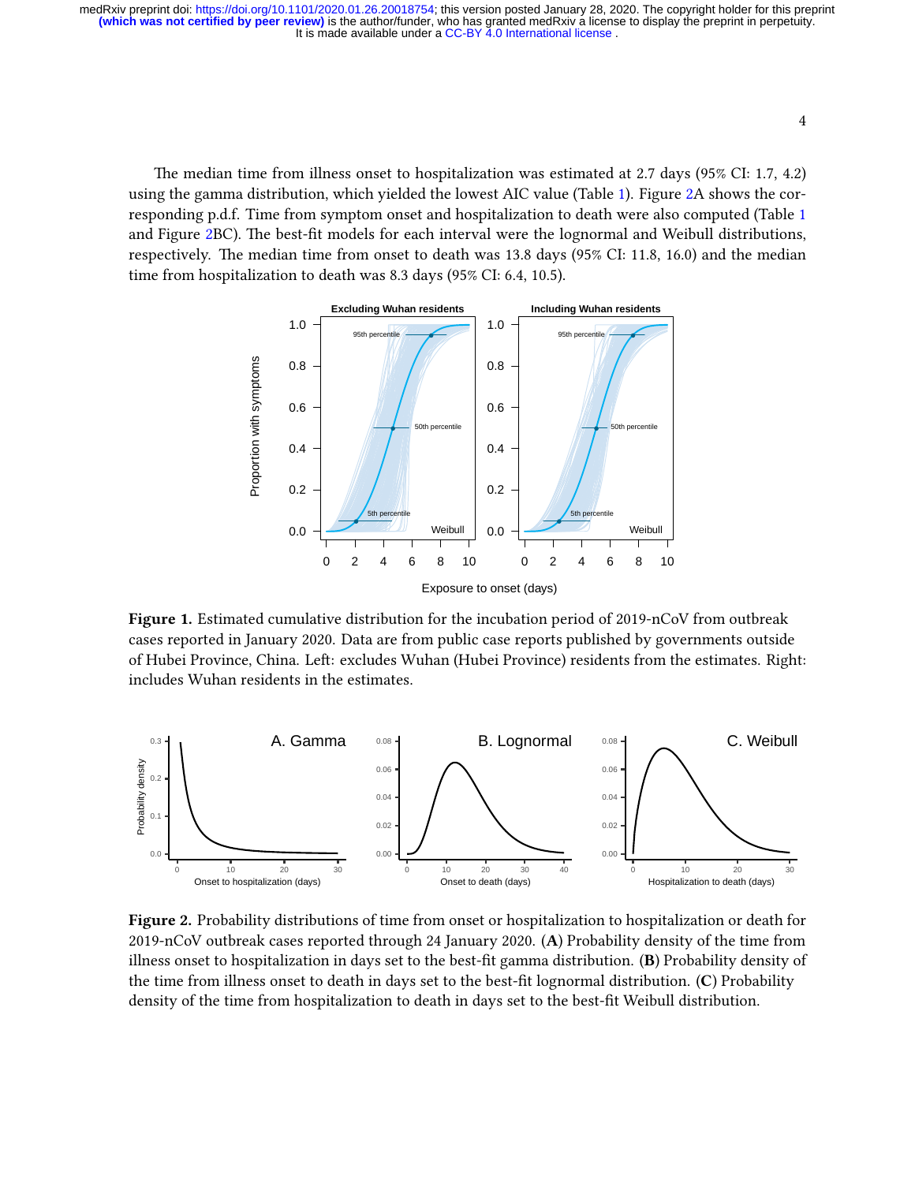The median time from illness onset to hospitalization was estimated at 2.7 days (95% CI: 1.7, 4.2) using the gamma distribution, which yielded the lowest AIC value (Table 1). Figure 2A shows the corresponding p.d.f. Time from symptom onset and hospitalization to death were also computed (Table 1 and Figure 2BC). The best-fit models for each interval were the lognormal and Weibull distributions, respectively. The median time from onset to death was 13.8 days (95% CI: 11.8, 16.0) and the median time from hospitalization to death was 8.3 days (95% CI: 6.4, 10.5).

**Figure 1.** Estimated cumulative distribution for the incubation period of 2019-nCoV from outbreak cases reported in January 2020. Data are from public case reports published by governments outside of Hubei Province, China. Left: excludes Wuhan (Hubei Province) residents from the estimates. Right: includes Wuhan residents in the estimates.

**Figure 2.** Probability distributions of time from onset or hospitalization to hospitalization or death for 2019-nCoV outbreak cases reported through 24 January 2020. (**A**) Probability density of the time from illness onset to hospitalization in days set to the best-fit gamma distribution. (**B**) Probability density of the time from illness onset to death in days set to the best-fit lognormal distribution. (**C**) Probability density of the time from hospitalization to death in days set to the best-fit Weibull distribution.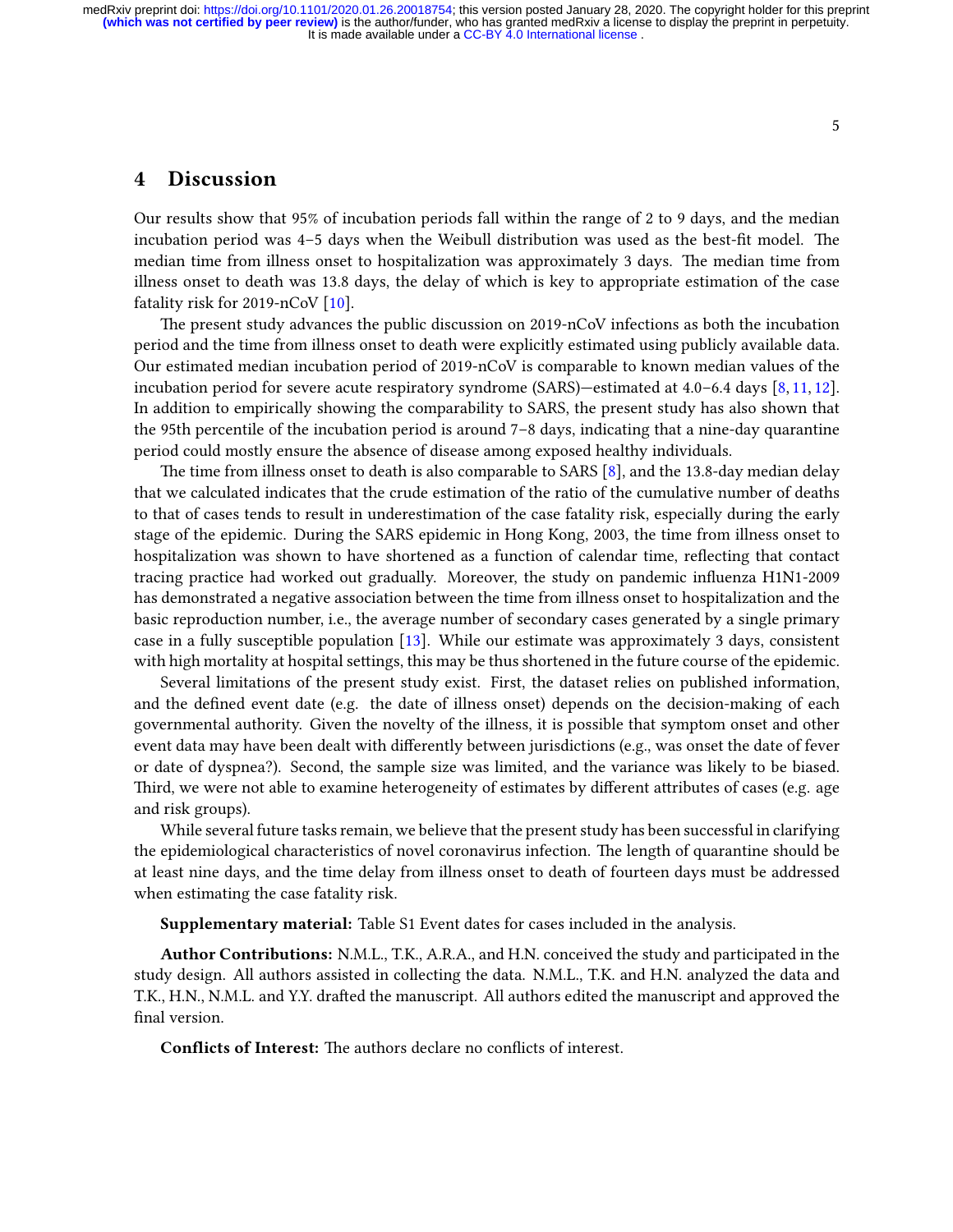# 4 Discussion

Our results show that 95% of incubation periods fall within the range of 2 to 9 days, and the median incubation period was 4–5 days when the Weibull distribution was used as the best-fit model. The median time from illness onset to hospitalization was approximately 3 days. The median time from illness onset to death was 13.8 days, the delay of which is key to appropriate estimation of the case fatality risk for 2019-nCoV [10].

The present study advances the public discussion on 2019-nCoV infections as both the incubation period and the time from illness onset to death were explicitly estimated using publicly available data. Our estimated median incubation period of 2019-nCoV is comparable to known median values of the incubation period for severe acute respiratory syndrome (SARS)—estimated at 4.0–6.4 days [8, 11, 12]. In addition to empirically showing the comparability to SARS, the present study has also shown that the 95th percentile of the incubation period is around 7–8 days, indicating that a nine-day quarantine period could mostly ensure the absence of disease among exposed healthy individuals.

The time from illness onset to death is also comparable to SARS [8], and the 13.8-day median delay that we calculated indicates that the crude estimation of the ratio of the cumulative number of deaths to that of cases tends to result in underestimation of the case fatality risk, especially during the early stage of the epidemic. During the SARS epidemic in Hong Kong, 2003, the time from illness onset to hospitalization was shown to have shortened as a function of calendar time, reflecting that contact tracing practice had worked out gradually. Moreover, the study on pandemic influenza H1N1-2009 has demonstrated a negative association between the time from illness onset to hospitalization and the basic reproduction number, i.e., the average number of secondary cases generated by a single primary case in a fully susceptible population [13]. While our estimate was approximately 3 days, consistent with high mortality at hospital settings, this may be thus shortened in the future course of the epidemic.

Several limitations of the present study exist. First, the dataset relies on published information, and the defined event date (e.g. the date of illness onset) depends on the decision-making of each governmental authority. Given the novelty of the illness, it is possible that symptom onset and other event data may have been dealt with differently between jurisdictions (e.g., was onset the date of fever or date of dyspnea?). Second, the sample size was limited, and the variance was likely to be biased. Third, we were not able to examine heterogeneity of estimates by different attributes of cases (e.g. age and risk groups).

While several future tasks remain, we believe that the present study has been successful in clarifying the epidemiological characteristics of novel coronavirus infection. The length of quarantine should be at least nine days, and the time delay from illness onset to death of fourteen days must be addressed when estimating the case fatality risk.

**Supplementary material:** Table S1 Event dates for cases included in the analysis.

**Author Contributions:** N.M.L., T.K., A.R.A., and H.N. conceived the study and participated in the study design. All authors assisted in collecting the data. N.M.L., T.K. and H.N. analyzed the data and T.K., H.N., N.M.L. and Y.Y. drafted the manuscript. All authors edited the manuscript and approved the final version.

**Conflicts of Interest:** The authors declare no conflicts of interest.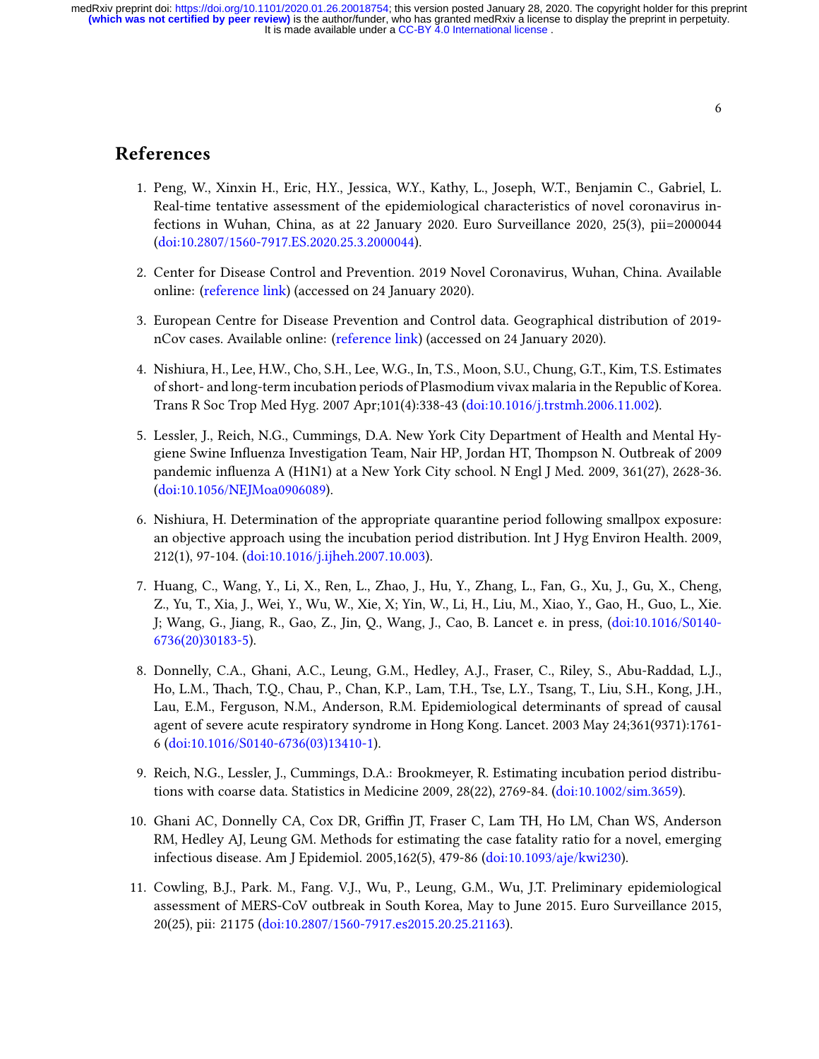# References

1. Peng, W., Xinxin H., Eric, H.Y., Jessica, W.Y., Kathy, L., Joseph, W.T., Benjamin C., Gabriel, L. Real-time tentative assessment of the epidemiological characteristics of novel coronavirus infections in Wuhan, China, as at 22 January 2020. Euro Surveillance 2020, 25(3), pii=2000044 (doi:10.2807/1560-7917.ES.2020.25.3.2000044).

2. Center for Disease Control and Prevention. 2019 Novel Coronavirus, Wuhan, China. Available online: (reference link) (accessed on 24 January 2020).

3. European Centre for Disease Prevention and Control data. Geographical distribution of 2019-nCov cases. Available online: (reference link) (accessed on 24 January 2020).

4. Nishiura, H., Lee, H.W., Cho, S.H., Lee, W.G., In, T.S., Moon, S.U., Chung, G.T., Kim, T.S. Estimates of short- and long-term incubation periods of Plasmodium vivax malaria in the Republic of Korea. Trans R Soc Trop Med Hyg. 2007 Apr;101(4):338-43 (doi:10.1016/j.trstmh.2006.11.002).

5. Lessler, J., Reich, N.G., Cummings, D.A. New York City Department of Health and Mental Hygiene Swine Influenza Investigation Team, Nair HP, Jordan HT, Thompson N. Outbreak of 2009 pandemic influenza A (H1N1) at a New York City school. N Engl J Med. 2009, 361(27), 2628-36. (doi:10.1056/NEJMoa0906089).

6. Nishiura, H. Determination of the appropriate quarantine period following smallpox exposure: an objective approach using the incubation period distribution. Int J Hyg Environ Health. 2009, 212(1), 97-104. (doi:10.1016/j.ijheh.2007.10.003).

7. Huang, C., Wang, Y., Li, X., Ren, L., Zhao, J., Hu, Y., Zhang, L., Fan, G., Xu, J., Gu, X., Cheng, Z., Yu, T., Xia, J., Wei, Y., Wu, W., Xie, X; Yin, W., Li, H., Liu, M., Xiao, Y., Gao, H., Guo, L., Xie. J; Wang, G., Jiang, R., Gao, Z., Jin, Q., Wang, J., Cao, B. Lancet e. in press, (doi:10.1016/S0140-6736(20)30183-5).

8. Donnelly, C.A., Ghani, A.C., Leung, G.M., Hedley, A.J., Fraser, C., Riley, S., Abu-Raddad, L.J., Ho, L.M., Thach, T.Q., Chau, P., Chan, K.P., Lam, T.H., Tse, L.Y., Tsang, T., Liu, S.H., Kong, J.H., Lau, E.M., Ferguson, N.M., Anderson, R.M. Epidemiological determinants of spread of causal agent of severe acute respiratory syndrome in Hong Kong. Lancet. 2003 May 24;361(9371):1761-6 (doi:10.1016/S0140-6736(03)13410-1).

9. Reich, N.G., Lessler, J., Cummings, D.A.: Brookmeyer, R. Estimating incubation period distributions with coarse data. Statistics in Medicine 2009, 28(22), 2769-84. (doi:10.1002/sim.3659).

10. Ghani AC, Donnelly CA, Cox DR, Griffin JT, Fraser C, Lam TH, Ho LM, Chan WS, Anderson RM, Hedley AJ, Leung GM. Methods for estimating the case fatality ratio for a novel, emerging infectious disease. Am J Epidemiol. 2005,162(5), 479-86 (doi:10.1093/aje/kwi230).

11. Cowling, B.J., Park. M., Fang. V.J., Wu, P., Leung, G.M., Wu, J.T. Preliminary epidemiological assessment of MERS-CoV outbreak in South Korea, May to June 2015. Euro Surveillance 2015, 20(25), pii: 21175 (doi:10.2807/1560-7917.es2015.20.25.21163).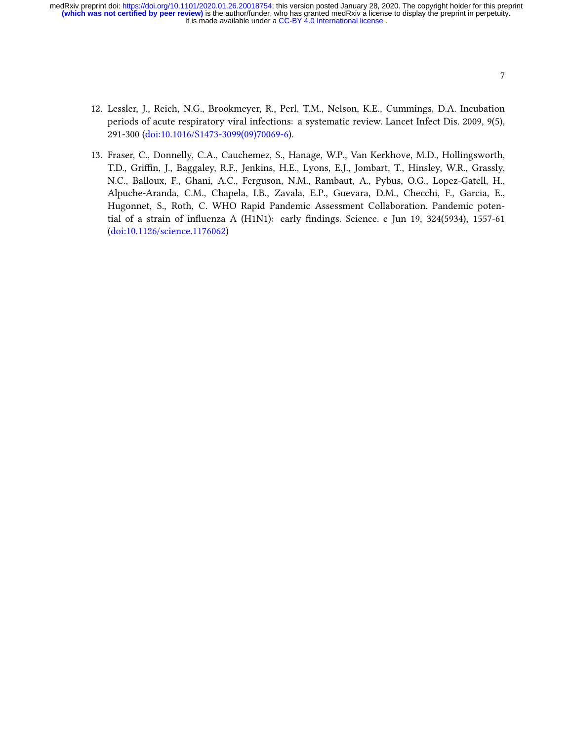12. Lessler, J., Reich, N.G., Brookmeyer, R., Perl, T.M., Nelson, K.E., Cummings, D.A. Incubation periods of acute respiratory viral infections: a systematic review. Lancet Infect Dis. 2009, 9(5), 291-300 (doi:10.1016/S1473-3099(09)70069-6).

13. Fraser, C., Donnelly, C.A., Cauchemez, S., Hanage, W.P., Van Kerkhove, M.D., Hollingsworth, T.D., Griffin, J., Baggaley, R.F., Jenkins, H.E., Lyons, E.J., Jombart, T., Hinsley, W.R., Grassly, N.C., Balloux, F., Ghani, A.C., Ferguson, N.M., Rambaut, A., Pybus, O.G., Lopez-Gatell, H., Alpuche-Aranda, C.M., Chapela, I.B., Zavala, E.P., Guevara, D.M., Checchi, F., Garcia, E., Hugonnet, S., Roth, C. WHO Rapid Pandemic Assessment Collaboration. Pandemic potential of a strain of influenza A (H1N1): early findings. Science. e Jun 19, 324(5934), 1557-61 (doi:10.1126/science.1176062)